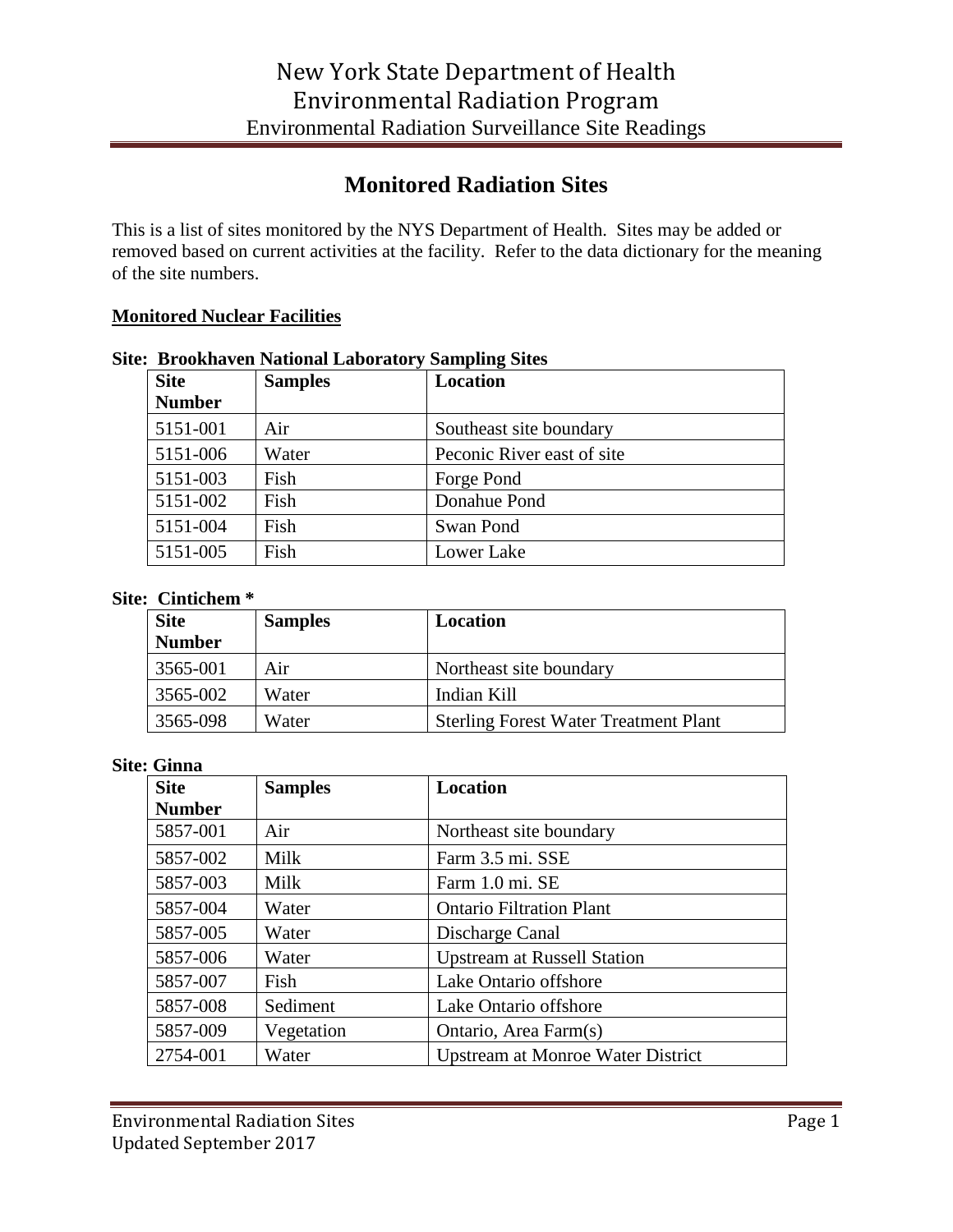# New York State Department of Health
# Environmental Radiation Program
## Environmental Radiation Surveillance Site Readings

## Monitored Radiation Sites

This is a list of sites monitored by the NYS Department of Health. Sites may be added or removed based on current activities at the facility. Refer to the data dictionary for the meaning of the site numbers.

**Monitored Nuclear Facilities**

**Site: Brookhaven National Laboratory Sampling Sites**

| Site Number | Samples | Location |
|---|---|---|
| 5151-001 | Air | Southeast site boundary |
| 5151-006 | Water | Peconic River east of site |
| 5151-003 | Fish | Forge Pond |
| 5151-002 | Fish | Donahue Pond |
| 5151-004 | Fish | Swan Pond |
| 5151-005 | Fish | Lower Lake |

**Site: Cintichem ***

| Site Number | Samples | Location |
|---|---|---|
| 3565-001 | Air | Northeast site boundary |
| 3565-002 | Water | Indian Kill |
| 3565-098 | Water | Sterling Forest Water Treatment Plant |

**Site: Ginna**

| Site Number | Samples | Location |
|---|---|---|
| 5857-001 | Air | Northeast site boundary |
| 5857-002 | Milk | Farm 3.5 mi. SSE |
| 5857-003 | Milk | Farm 1.0 mi. SE |
| 5857-004 | Water | Ontario Filtration Plant |
| 5857-005 | Water | Discharge Canal |
| 5857-006 | Water | Upstream at Russell Station |
| 5857-007 | Fish | Lake Ontario offshore |
| 5857-008 | Sediment | Lake Ontario offshore |
| 5857-009 | Vegetation | Ontario, Area Farm(s) |
| 2754-001 | Water | Upstream at Monroe Water District |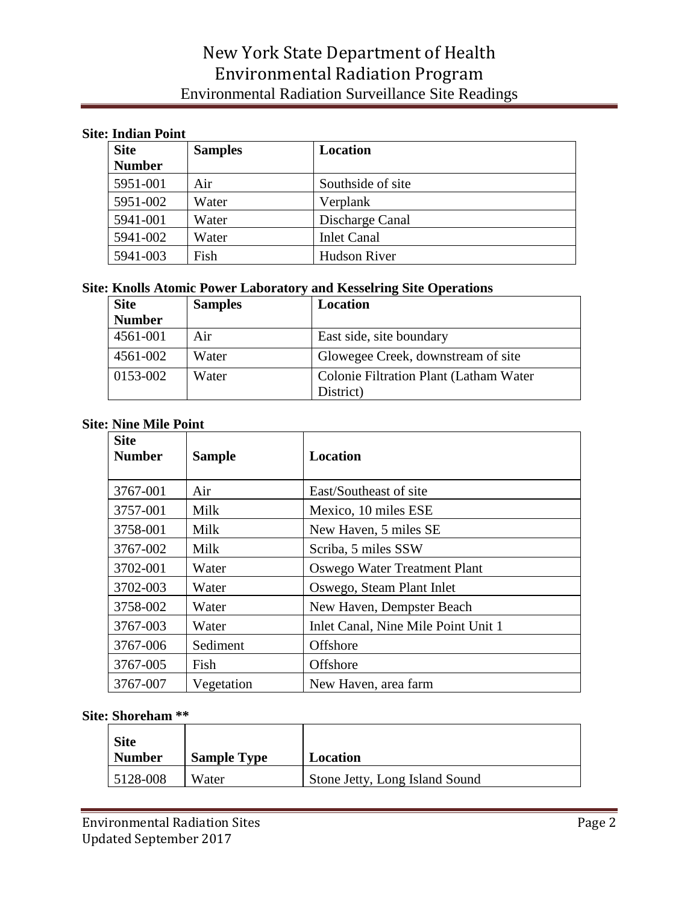# New York State Department of Health
# Environmental Radiation Program
## Environmental Radiation Surveillance Site Readings

**Site: Indian Point**

| Site Number | Samples | Location |
|---|---|---|
| 5951-001 | Air | Southside of site |
| 5951-002 | Water | Verplank |
| 5941-001 | Water | Discharge Canal |
| 5941-002 | Water | Inlet Canal |
| 5941-003 | Fish | Hudson River |

**Site: Knolls Atomic Power Laboratory and Kesselring Site Operations**

| Site Number | Samples | Location |
|---|---|---|
| 4561-001 | Air | East side, site boundary |
| 4561-002 | Water | Glowegee Creek, downstream of site |
| 0153-002 | Water | Colonie Filtration Plant (Latham Water District) |

**Site: Nine Mile Point**

| Site Number | Sample | Location |
|---|---|---|
| 3767-001 | Air | East/Southeast of site |
| 3757-001 | Milk | Mexico, 10 miles ESE |
| 3758-001 | Milk | New Haven, 5 miles SE |
| 3767-002 | Milk | Scriba, 5 miles SSW |
| 3702-001 | Water | Oswego Water Treatment Plant |
| 3702-003 | Water | Oswego, Steam Plant Inlet |
| 3758-002 | Water | New Haven, Dempster Beach |
| 3767-003 | Water | Inlet Canal, Nine Mile Point Unit 1 |
| 3767-006 | Sediment | Offshore |
| 3767-005 | Fish | Offshore |
| 3767-007 | Vegetation | New Haven, area farm |

**Site: Shoreham \*\***

| Site Number | Sample Type | Location |
|---|---|---|
| 5128-008 | Water | Stone Jetty, Long Island Sound |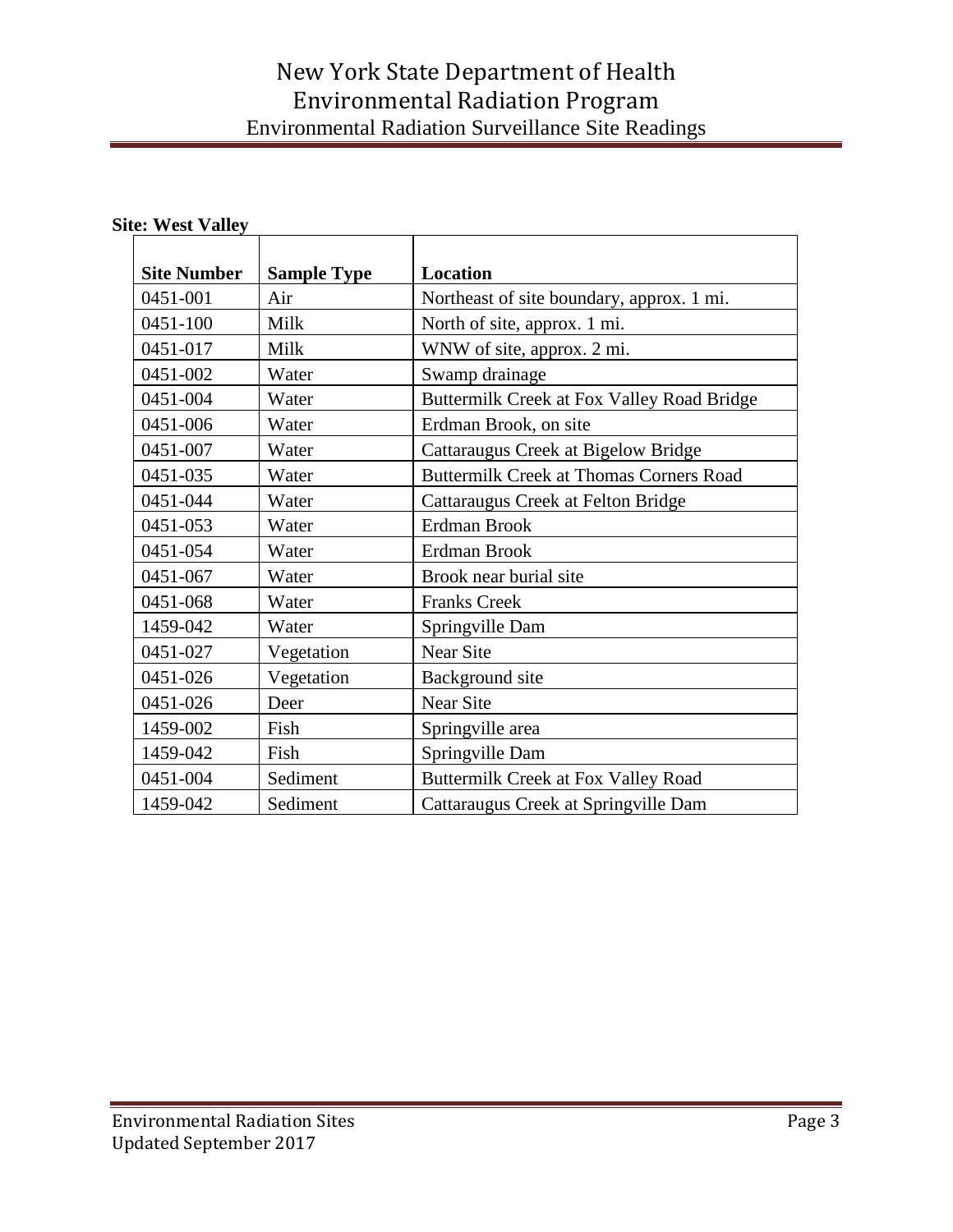**Site: West Valley**

| Site Number | Sample Type | Location |
|---|---|---|
| 0451-001 | Air | Northeast of site boundary, approx. 1 mi. |
| 0451-100 | Milk | North of site, approx. 1 mi. |
| 0451-017 | Milk | WNW of site, approx. 2 mi. |
| 0451-002 | Water | Swamp drainage |
| 0451-004 | Water | Buttermilk Creek at Fox Valley Road Bridge |
| 0451-006 | Water | Erdman Brook, on site |
| 0451-007 | Water | Cattaraugus Creek at Bigelow Bridge |
| 0451-035 | Water | Buttermilk Creek at Thomas Corners Road |
| 0451-044 | Water | Cattaraugus Creek at Felton Bridge |
| 0451-053 | Water | Erdman Brook |
| 0451-054 | Water | Erdman Brook |
| 0451-067 | Water | Brook near burial site |
| 0451-068 | Water | Franks Creek |
| 1459-042 | Water | Springville Dam |
| 0451-027 | Vegetation | Near Site |
| 0451-026 | Vegetation | Background site |
| 0451-026 | Deer | Near Site |
| 1459-002 | Fish | Springville area |
| 1459-042 | Fish | Springville Dam |
| 0451-004 | Sediment | Buttermilk Creek at Fox Valley Road |
| 1459-042 | Sediment | Cattaraugus Creek at Springville Dam |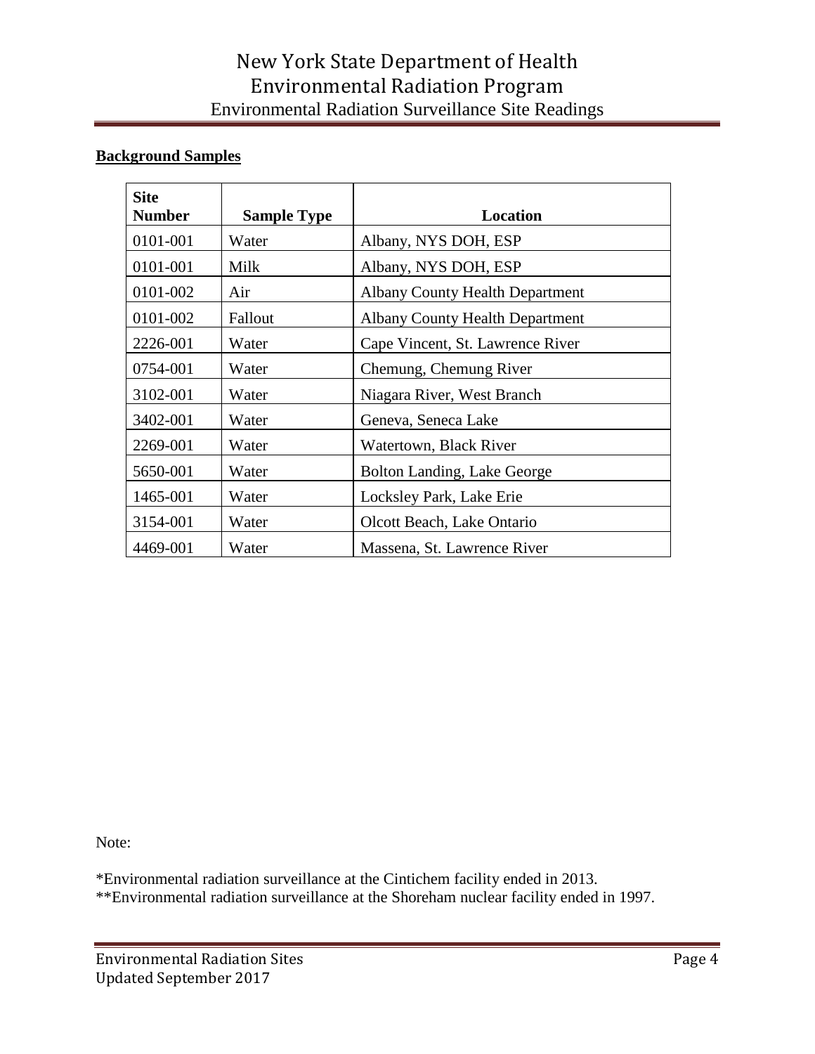## Background Samples

| Site Number | Sample Type | Location |
|---|---|---|
| 0101-001 | Water | Albany, NYS DOH, ESP |
| 0101-001 | Milk | Albany, NYS DOH, ESP |
| 0101-002 | Air | Albany County Health Department |
| 0101-002 | Fallout | Albany County Health Department |
| 2226-001 | Water | Cape Vincent, St. Lawrence River |
| 0754-001 | Water | Chemung, Chemung River |
| 3102-001 | Water | Niagara River, West Branch |
| 3402-001 | Water | Geneva, Seneca Lake |
| 2269-001 | Water | Watertown, Black River |
| 5650-001 | Water | Bolton Landing, Lake George |
| 1465-001 | Water | Locksley Park, Lake Erie |
| 3154-001 | Water | Olcott Beach, Lake Ontario |
| 4469-001 | Water | Massena, St. Lawrence River |

Note:

*Environmental radiation surveillance at the Cintichem facility ended in 2013.
**Environmental radiation surveillance at the Shoreham nuclear facility ended in 1997.